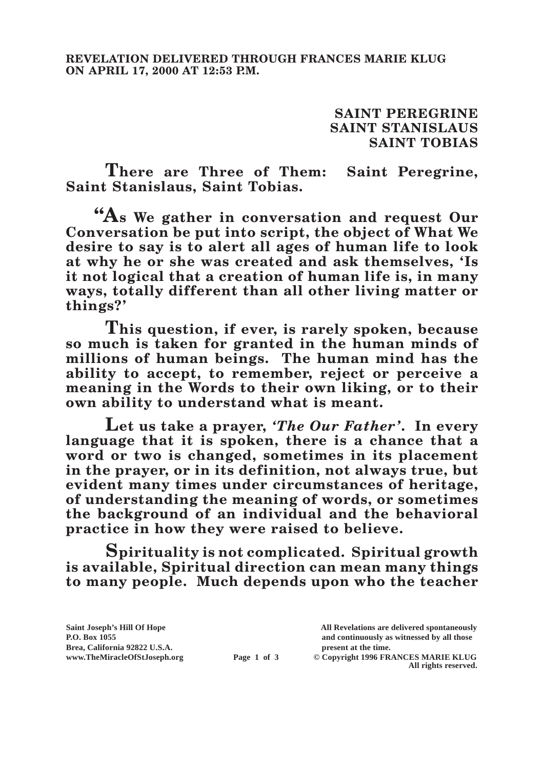**REVELATION DELIVERED THROUGH FRANCES MARIE KLUG ON APRIL 17, 2000 AT 12:53 P.M.**

**SAINT PEREGRINE**
**SAINT STANISLAUS**
**SAINT TOBIAS**

**There are Three of Them: Saint Peregrine, Saint Stanislaus, Saint Tobias.**

**"As We gather in conversation and request Our Conversation be put into script, the object of What We desire to say is to alert all ages of human life to look at why he or she was created and ask themselves, 'Is it not logical that a creation of human life is, in many ways, totally different than all other living matter or things?'**

**This question, if ever, is rarely spoken, because so much is taken for granted in the human minds of millions of human beings. The human mind has the ability to accept, to remember, reject or perceive a meaning in the Words to their own liking, or to their own ability to understand what is meant.**

**Let us take a prayer, *'The Our Father'*. In every language that it is spoken, there is a chance that a word or two is changed, sometimes in its placement in the prayer, or in its definition, not always true, but evident many times under circumstances of heritage, of understanding the meaning of words, or sometimes the background of an individual and the behavioral practice in how they were raised to believe.**

**Spirituality is not complicated. Spiritual growth is available, Spiritual direction can mean many things to many people. Much depends upon who the teacher**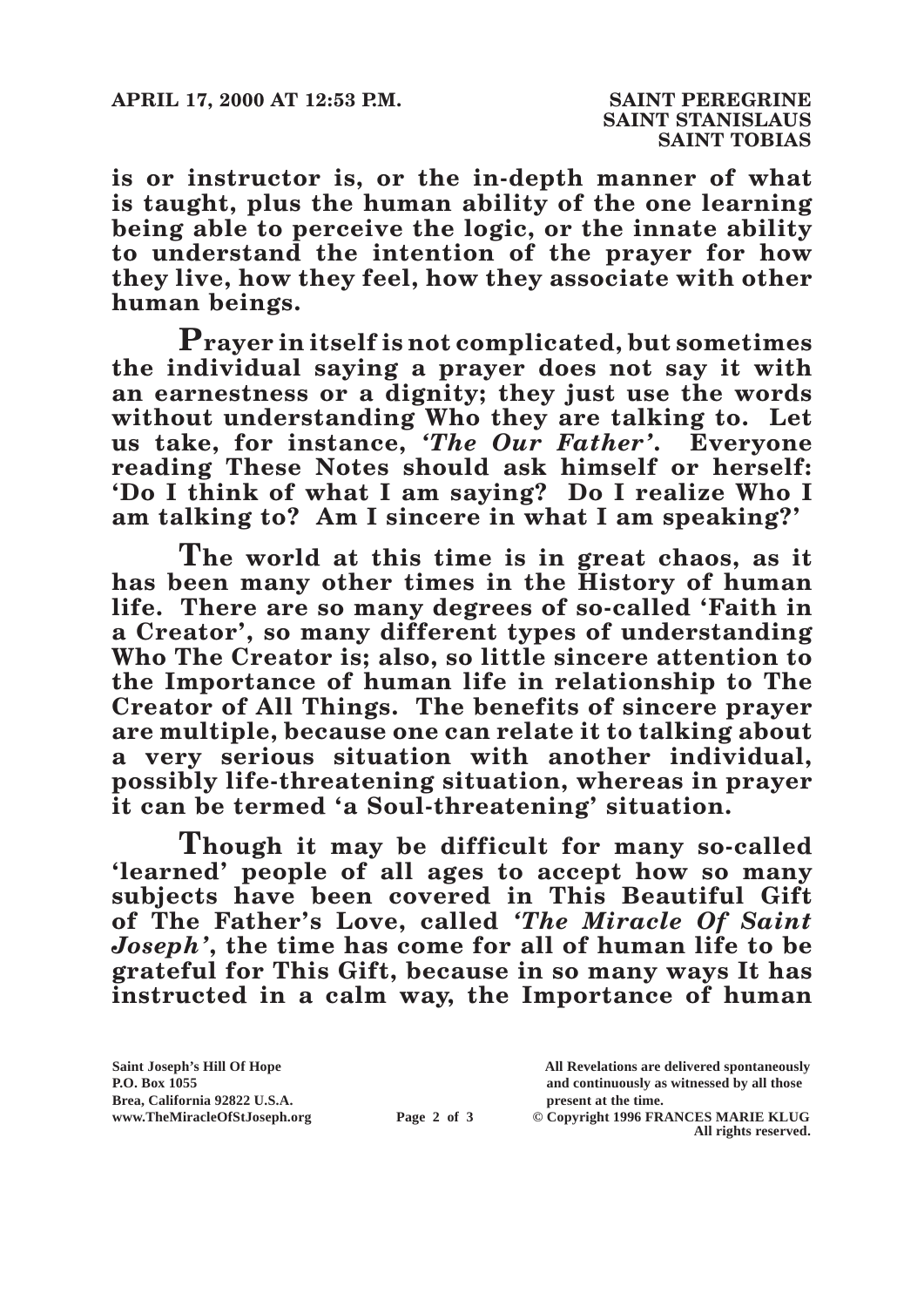**is or instructor is, or the in-depth manner of what is taught, plus the human ability of the one learning being able to perceive the logic, or the innate ability to understand the intention of the prayer for how they live, how they feel, how they associate with other human beings.**

**Prayer in itself is not complicated, but sometimes the individual saying a prayer does not say it with an earnestness or a dignity; they just use the words without understanding Who they are talking to. Let us take, for instance, *'The Our Father'*. Everyone reading These Notes should ask himself or herself: 'Do I think of what I am saying? Do I realize Who I am talking to? Am I sincere in what I am speaking?'**

**The world at this time is in great chaos, as it has been many other times in the History of human life. There are so many degrees of so-called 'Faith in a Creator', so many different types of understanding Who The Creator is; also, so little sincere attention to the Importance of human life in relationship to The Creator of All Things. The benefits of sincere prayer are multiple, because one can relate it to talking about a very serious situation with another individual, possibly life-threatening situation, whereas in prayer it can be termed 'a Soul-threatening' situation.**

**Though it may be difficult for many so-called 'learned' people of all ages to accept how so many subjects have been covered in This Beautiful Gift of The Father's Love, called *'The Miracle Of Saint Joseph'*, the time has come for all of human life to be grateful for This Gift, because in so many ways It has instructed in a calm way, the Importance of human**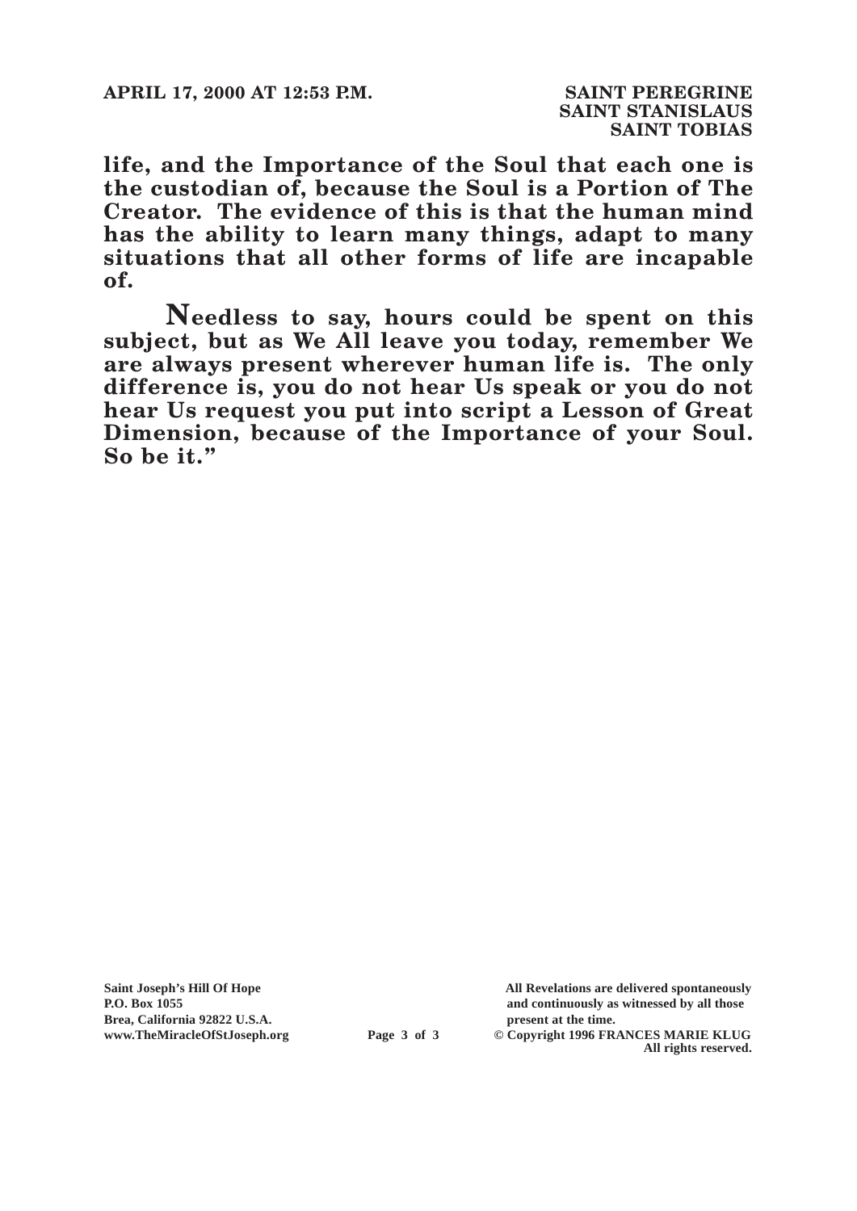**life, and the Importance of the Soul that each one is the custodian of, because the Soul is a Portion of The Creator. The evidence of this is that the human mind has the ability to learn many things, adapt to many situations that all other forms of life are incapable of.**

**Needless to say, hours could be spent on this subject, but as We All leave you today, remember We are always present wherever human life is. The only difference is, you do not hear Us speak or you do not hear Us request you put into script a Lesson of Great Dimension, because of the Importance of your Soul. So be it."**